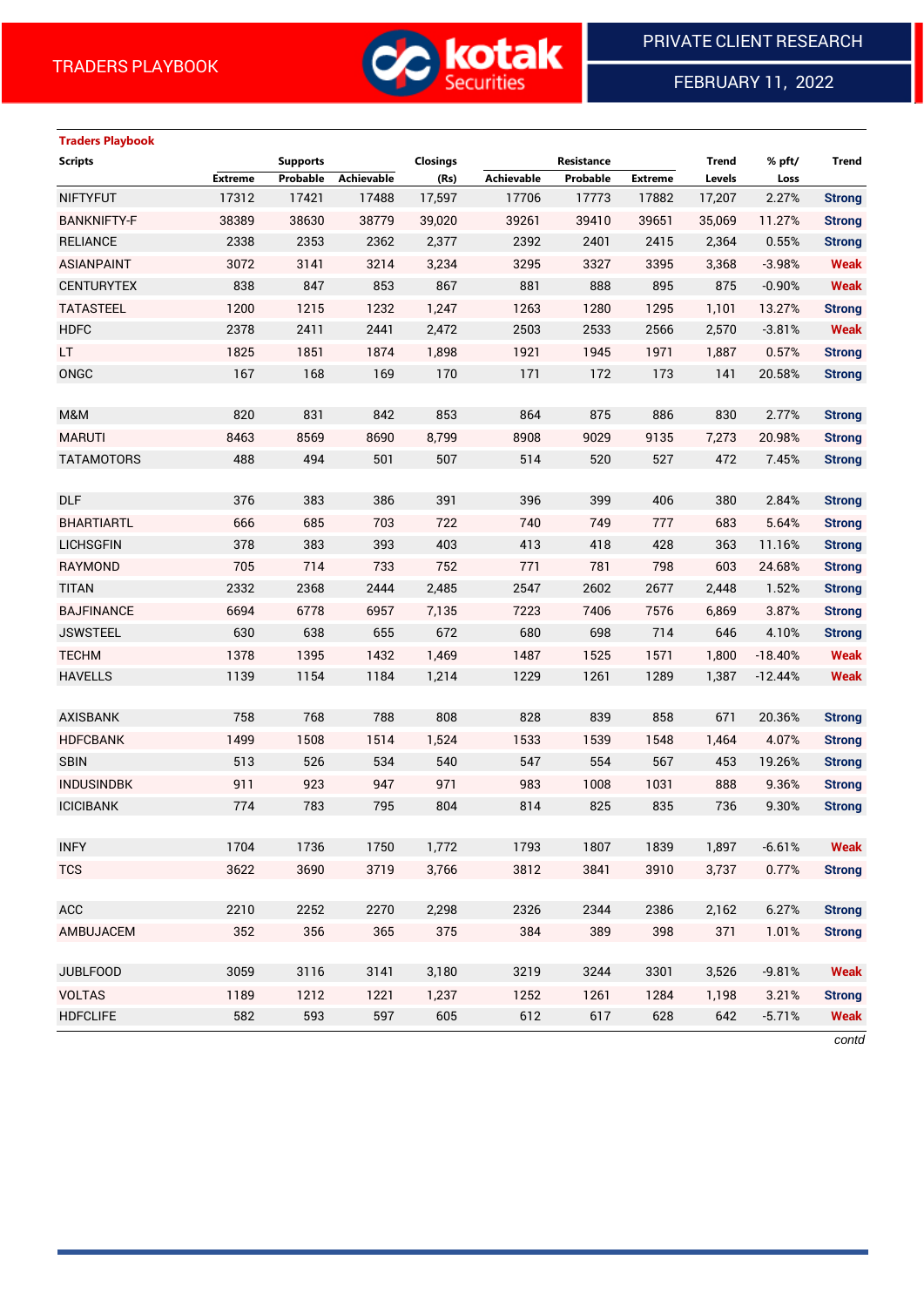TRADERS PLAYBOOK

PRIVATE CLIENT RESEARCH

FEBRUARY 11, 2022

**Traders Playbook**

| Scripts | Supports | | | Closings | Resistance | | | Trend | % pft/ | Trend |
|---|---|---|---|---|---|---|---|---|---|---|
| | Extreme | Probable | Achievable | (Rs) | Achievable | Probable | Extreme | Levels | Loss | |
| NIFTYFUT | 17312 | 17421 | 17488 | 17,597 | 17706 | 17773 | 17882 | 17,207 | 2.27% | Strong |
| BANKNIFTY-F | 38389 | 38630 | 38779 | 39,020 | 39261 | 39410 | 39651 | 35,069 | 11.27% | Strong |
| RELIANCE | 2338 | 2353 | 2362 | 2,377 | 2392 | 2401 | 2415 | 2,364 | 0.55% | Strong |
| ASIANPAINT | 3072 | 3141 | 3214 | 3,234 | 3295 | 3327 | 3395 | 3,368 | -3.98% | Weak |
| CENTURYTEX | 838 | 847 | 853 | 867 | 881 | 888 | 895 | 875 | -0.90% | Weak |
| TATASTEEL | 1200 | 1215 | 1232 | 1,247 | 1263 | 1280 | 1295 | 1,101 | 13.27% | Strong |
| HDFC | 2378 | 2411 | 2441 | 2,472 | 2503 | 2533 | 2566 | 2,570 | -3.81% | Weak |
| LT | 1825 | 1851 | 1874 | 1,898 | 1921 | 1945 | 1971 | 1,887 | 0.57% | Strong |
| ONGC | 167 | 168 | 169 | 170 | 171 | 172 | 173 | 141 | 20.58% | Strong |
| | | | | | | | | | | |
| M&M | 820 | 831 | 842 | 853 | 864 | 875 | 886 | 830 | 2.77% | Strong |
| MARUTI | 8463 | 8569 | 8690 | 8,799 | 8908 | 9029 | 9135 | 7,273 | 20.98% | Strong |
| TATAMOTORS | 488 | 494 | 501 | 507 | 514 | 520 | 527 | 472 | 7.45% | Strong |
| | | | | | | | | | | |
| DLF | 376 | 383 | 386 | 391 | 396 | 399 | 406 | 380 | 2.84% | Strong |
| BHARTIARTL | 666 | 685 | 703 | 722 | 740 | 749 | 777 | 683 | 5.64% | Strong |
| LICHSGFIN | 378 | 383 | 393 | 403 | 413 | 418 | 428 | 363 | 11.16% | Strong |
| RAYMOND | 705 | 714 | 733 | 752 | 771 | 781 | 798 | 603 | 24.68% | Strong |
| TITAN | 2332 | 2368 | 2444 | 2,485 | 2547 | 2602 | 2677 | 2,448 | 1.52% | Strong |
| BAJFINANCE | 6694 | 6778 | 6957 | 7,135 | 7223 | 7406 | 7576 | 6,869 | 3.87% | Strong |
| JSWSTEEL | 630 | 638 | 655 | 672 | 680 | 698 | 714 | 646 | 4.10% | Strong |
| TECHM | 1378 | 1395 | 1432 | 1,469 | 1487 | 1525 | 1571 | 1,800 | -18.40% | Weak |
| HAVELLS | 1139 | 1154 | 1184 | 1,214 | 1229 | 1261 | 1289 | 1,387 | -12.44% | Weak |
| | | | | | | | | | | |
| AXISBANK | 758 | 768 | 788 | 808 | 828 | 839 | 858 | 671 | 20.36% | Strong |
| HDFCBANK | 1499 | 1508 | 1514 | 1,524 | 1533 | 1539 | 1548 | 1,464 | 4.07% | Strong |
| SBIN | 513 | 526 | 534 | 540 | 547 | 554 | 567 | 453 | 19.26% | Strong |
| INDUSINDBK | 911 | 923 | 947 | 971 | 983 | 1008 | 1031 | 888 | 9.36% | Strong |
| ICICIBANK | 774 | 783 | 795 | 804 | 814 | 825 | 835 | 736 | 9.30% | Strong |
| | | | | | | | | | | |
| INFY | 1704 | 1736 | 1750 | 1,772 | 1793 | 1807 | 1839 | 1,897 | -6.61% | Weak |
| TCS | 3622 | 3690 | 3719 | 3,766 | 3812 | 3841 | 3910 | 3,737 | 0.77% | Strong |
| | | | | | | | | | | |
| ACC | 2210 | 2252 | 2270 | 2,298 | 2326 | 2344 | 2386 | 2,162 | 6.27% | Strong |
| AMBUJACEM | 352 | 356 | 365 | 375 | 384 | 389 | 398 | 371 | 1.01% | Strong |
| | | | | | | | | | | |
| JUBLFOOD | 3059 | 3116 | 3141 | 3,180 | 3219 | 3244 | 3301 | 3,526 | -9.81% | Weak |
| VOLTAS | 1189 | 1212 | 1221 | 1,237 | 1252 | 1261 | 1284 | 1,198 | 3.21% | Strong |
| HDFCLIFE | 582 | 593 | 597 | 605 | 612 | 617 | 628 | 642 | -5.71% | Weak |

*contd*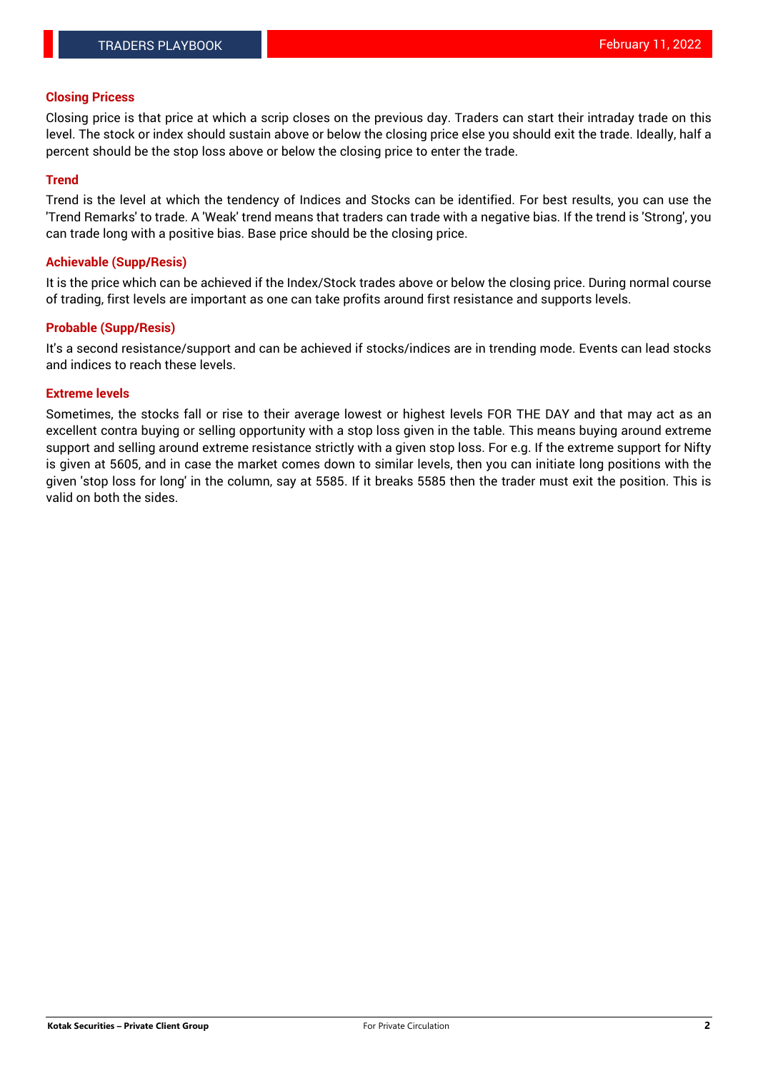### Closing Pricess

Closing price is that price at which a scrip closes on the previous day. Traders can start their intraday trade on this level. The stock or index should sustain above or below the closing price else you should exit the trade. Ideally, half a percent should be the stop loss above or below the closing price to enter the trade.

### Trend

Trend is the level at which the tendency of Indices and Stocks can be identified. For best results, you can use the 'Trend Remarks' to trade. A 'Weak' trend means that traders can trade with a negative bias. If the trend is 'Strong', you can trade long with a positive bias. Base price should be the closing price.

### Achievable (Supp/Resis)

It is the price which can be achieved if the Index/Stock trades above or below the closing price. During normal course of trading, first levels are important as one can take profits around first resistance and supports levels.

### Probable (Supp/Resis)

It's a second resistance/support and can be achieved if stocks/indices are in trending mode. Events can lead stocks and indices to reach these levels.

### Extreme levels

Sometimes, the stocks fall or rise to their average lowest or highest levels FOR THE DAY and that may act as an excellent contra buying or selling opportunity with a stop loss given in the table. This means buying around extreme support and selling around extreme resistance strictly with a given stop loss. For e.g. If the extreme support for Nifty is given at 5605, and in case the market comes down to similar levels, then you can initiate long positions with the given 'stop loss for long' in the column, say at 5585. If it breaks 5585 then the trader must exit the position. This is valid on both the sides.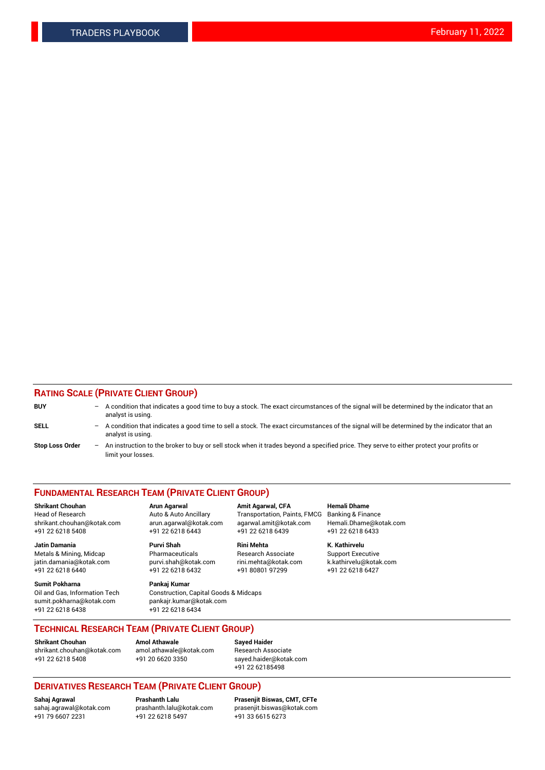## RATING SCALE (PRIVATE CLIENT GROUP)

**BUY** – A condition that indicates a good time to buy a stock. The exact circumstances of the signal will be determined by the indicator that an analyst is using.

**SELL** – A condition that indicates a good time to sell a stock. The exact circumstances of the signal will be determined by the indicator that an analyst is using.

**Stop Loss Order** – An instruction to the broker to buy or sell stock when it trades beyond a specified price. They serve to either protect your profits or limit your losses.

## FUNDAMENTAL RESEARCH TEAM (PRIVATE CLIENT GROUP)

**Shrikant Chouhan**
Head of Research
shrikant.chouhan@kotak.com
+91 22 6218 5408

**Arun Agarwal**
Auto & Auto Ancillary
arun.agarwal@kotak.com
+91 22 6218 6443

**Amit Agarwal, CFA**
Transportation, Paints, FMCG
agarwal.amit@kotak.com
+91 22 6218 6439

**Hemali Dhame**
Banking & Finance
Hemali.Dhame@kotak.com
+91 22 6218 6433

**Jatin Damania**
Metals & Mining, Midcap
jatin.damania@kotak.com
+91 22 6218 6440

**Purvi Shah**
Pharmaceuticals
purvi.shah@kotak.com
+91 22 6218 6432

**Rini Mehta**
Research Associate
rini.mehta@kotak.com
+91 80801 97299

**K. Kathirvelu**
Support Executive
k.kathirvelu@kotak.com
+91 22 6218 6427

**Sumit Pokharna**
Oil and Gas, Information Tech
sumit.pokharna@kotak.com
+91 22 6218 6438

**Pankaj Kumar**
Construction, Capital Goods & Midcaps
pankajr.kumar@kotak.com
+91 22 6218 6434

## TECHNICAL RESEARCH TEAM (PRIVATE CLIENT GROUP)

**Shrikant Chouhan**
shrikant.chouhan@kotak.com
+91 22 6218 5408

**Amol Athawale**
amol.athawale@kotak.com
+91 20 6620 3350

**Sayed Haider**
Research Associate
sayed.haider@kotak.com
+91 22 62185498

## DERIVATIVES RESEARCH TEAM (PRIVATE CLIENT GROUP)

**Sahaj Agrawal**
sahaj.agrawal@kotak.com
+91 79 6607 2231

**Prashanth Lalu**
prashanth.lalu@kotak.com
+91 22 6218 5497

**Prasenjit Biswas, CMT, CFTe**
prasenjit.biswas@kotak.com
+91 33 6615 6273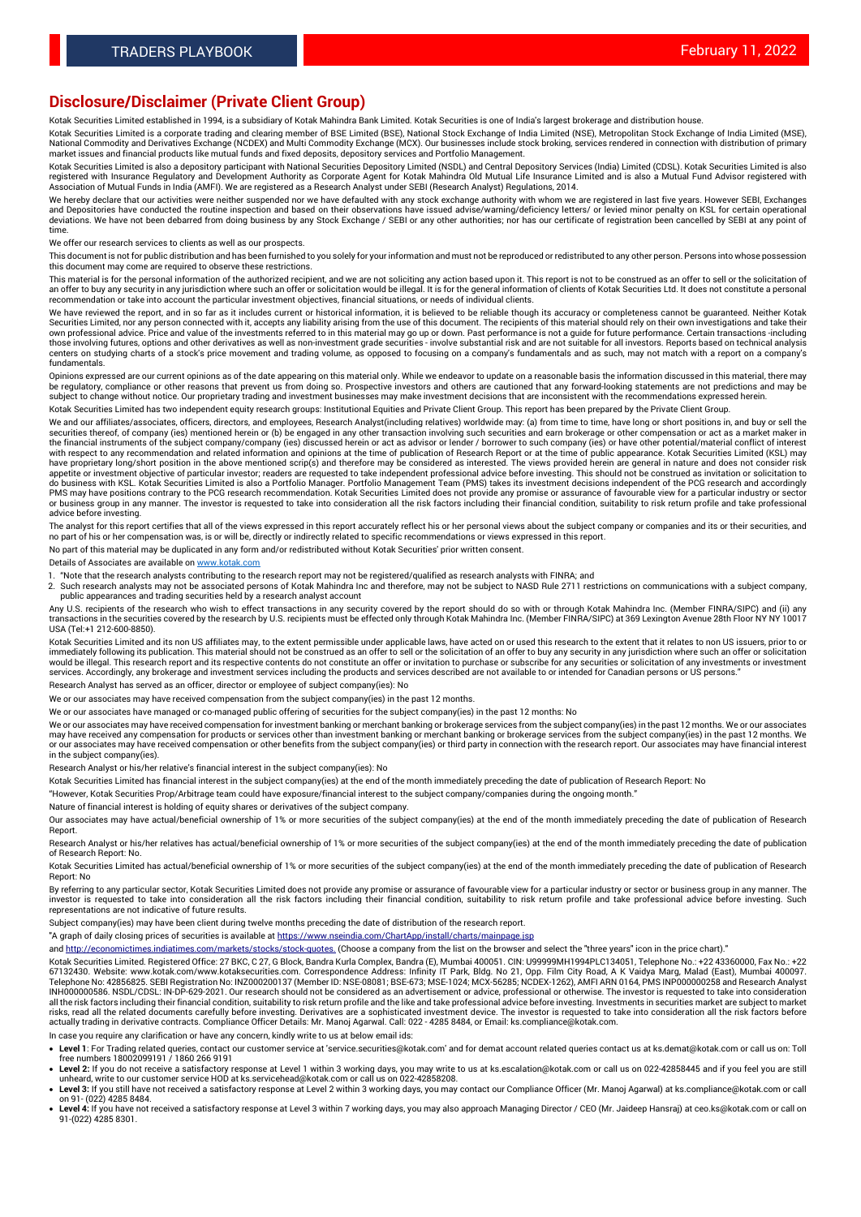## Disclosure/Disclaimer (Private Client Group)

Kotak Securities Limited established in 1994, is a subsidiary of Kotak Mahindra Bank Limited. Kotak Securities is one of India's largest brokerage and distribution house.

Kotak Securities Limited is a corporate trading and clearing member of BSE Limited (BSE), National Stock Exchange of India Limited (NSE), Metropolitan Stock Exchange of India Limited (MSE), National Commodity and Derivatives Exchange (NCDEX) and Multi Commodity Exchange (MCX). Our businesses include stock broking, services rendered in connection with distribution of primary market issues and financial products like mutual funds and fixed deposits, depository services and Portfolio Management.

Kotak Securities Limited is also a depository participant with National Securities Depository Limited (NSDL) and Central Depository Services (India) Limited (CDSL). Kotak Securities Limited is also registered with Insurance Regulatory and Development Authority as Corporate Agent for Kotak Mahindra Old Mutual Life Insurance Limited and is also a Mutual Fund Advisor registered with Association of Mutual Funds in India (AMFI). We are registered as a Research Analyst under SEBI (Research Analyst) Regulations, 2014.

We hereby declare that our activities were neither suspended nor we have defaulted with any stock exchange authority with whom we are registered in last five years. However SEBI, Exchanges and Depositories have conducted the routine inspection and based on their observations have issued advise/warning/deficiency letters/ or levied minor penalty on KSL for certain operational deviations. We have not been debarred from doing business by any Stock Exchange / SEBI or any other authorities; nor has our certificate of registration been cancelled by SEBI at any point of time.

We offer our research services to clients as well as our prospects.

This document is not for public distribution and has been furnished to you solely for your information and must not be reproduced or redistributed to any other person. Persons into whose possession this document may come are required to observe these restrictions.

This material is for the personal information of the authorized recipient, and we are not soliciting any action based upon it. This report is not to be construed as an offer to sell or the solicitation of an offer to buy any security in any jurisdiction where such an offer or solicitation would be illegal. It is for the general information of clients of Kotak Securities Ltd. It does not constitute a personal recommendation or take into account the particular investment objectives, financial situations, or needs of individual clients.

We have reviewed the report, and in so far as it includes current or historical information, it is believed to be reliable though its accuracy or completeness cannot be guaranteed. Neither Kotak Securities Limited, nor any person connected with it, accepts any liability arising from the use of this document. The recipients of this material should rely on their own investigations and take their own professional advice. Price and value of the investments referred to in this material may go up or down. Past performance is not a guide for future performance. Certain transactions -including those involving futures, options and other derivatives as well as non-investment grade securities - involve substantial risk and are not suitable for all investors. Reports based on technical analysis centers on studying charts of a stock's price movement and trading volume, as opposed to focusing on a company's fundamentals and as such, may not match with a report on a company's fundamentals.

Opinions expressed are our current opinions as of the date appearing on this material only. While we endeavor to update on a reasonable basis the information discussed in this material, there may be regulatory, compliance or other reasons that prevent us from doing so. Prospective investors and others are cautioned that any forward-looking statements are not predictions and may be subject to change without notice. Our proprietary trading and investment businesses may make investment decisions that are inconsistent with the recommendations expressed herein.

Kotak Securities Limited has two independent equity research groups: Institutional Equities and Private Client Group. This report has been prepared by the Private Client Group.

We and our affiliates/associates, officers, directors, and employees, Research Analyst(including relatives) worldwide may: (a) from time to time, have long or short positions in, and buy or sell the securities thereof, of company (ies) mentioned herein or (b) be engaged in any other transaction involving such securities and earn brokerage or other compensation or act as a market maker in the financial instruments of the subject company/company (ies) discussed herein or act as advisor or lender / borrower to such company (ies) or have other potential/material conflict of interest with respect to any recommendation and related information and opinions at the time of publication of Research Report or at the time of public appearance. Kotak Securities Limited (KSL) may have proprietary long/short position in the above mentioned scrip(s) and therefore may be considered as interested. The views provided herein are general in nature and does not consider risk appetite or investment objective of particular investor; readers are requested to take independent professional advice before investing. This should not be construed as invitation or solicitation to do business with KSL. Kotak Securities Limited is also a Portfolio Manager. Portfolio Management Team (PMS) takes its investment decisions independent of the PCG research and accordingly PMS may have positions contrary to the PCG research recommendation. Kotak Securities Limited does not provide any promise or assurance of favourable view for a particular industry or sector or business group in any manner. The investor is requested to take into consideration all the risk factors including their financial condition, suitability to risk return profile and take professional advice before investing.

The analyst for this report certifies that all of the views expressed in this report accurately reflect his or her personal views about the subject company or companies and its or their securities, and no part of his or her compensation was, is or will be, directly or indirectly related to specific recommendations or views expressed in this report.

No part of this material may be duplicated in any form and/or redistributed without Kotak Securities' prior written consent.

Details of Associates are available on www.kotak.com

1. "Note that the research analysts contributing to the research report may not be registered/qualified as research analysts with FINRA; and
2. Such research analysts may not be associated persons of Kotak Mahindra Inc and therefore, may not be subject to NASD Rule 2711 restrictions on communications with a subject company, public appearances and trading securities held by a research analyst account

Any U.S. recipients of the research who wish to effect transactions in any security covered by the report should do so with or through Kotak Mahindra Inc. (Member FINRA/SIPC) and (ii) any transactions in the securities covered by the research by U.S. recipients must be effected only through Kotak Mahindra Inc. (Member FINRA/SIPC) at 369 Lexington Avenue 28th Floor NY NY 10017 USA (Tel:+1 212-600-8850).

Kotak Securities Limited and its non US affiliates may, to the extent permissible under applicable laws, have acted on or used this research to the extent that it relates to non US issuers, prior to or immediately following its publication. This material should not be construed as an offer to sell or the solicitation of an offer to buy any security in any jurisdiction where such an offer or solicitation would be illegal. This research report and its respective contents do not constitute an offer or invitation to purchase or subscribe for any securities or solicitation of any investments or investment services. Accordingly, any brokerage and investment services including the products and services described are not available to or intended for Canadian persons or US persons."

Research Analyst has served as an officer, director or employee of subject company(ies): No

We or our associates may have received compensation from the subject company(ies) in the past 12 months.

We or our associates have managed or co-managed public offering of securities for the subject company(ies) in the past 12 months: No

We or our associates may have received compensation for investment banking or merchant banking or brokerage services from the subject company(ies) in the past 12 months. We or our associates may have received any compensation for products or services other than investment banking or merchant banking or brokerage services from the subject company(ies) in the past 12 months. We or our associates may have received compensation or other benefits from the subject company(ies) or third party in connection with the research report. Our associates may have financial interest in the subject company(ies).

Research Analyst or his/her relative's financial interest in the subject company(ies): No

Kotak Securities Limited has financial interest in the subject company(ies) at the end of the month immediately preceding the date of publication of Research Report: No

"However, Kotak Securities Prop/Arbitrage team could have exposure/financial interest to the subject company/companies during the ongoing month."

Nature of financial interest is holding of equity shares or derivatives of the subject company.

Our associates may have actual/beneficial ownership of 1% or more securities of the subject company(ies) at the end of the month immediately preceding the date of publication of Research Report.

Research Analyst or his/her relatives has actual/beneficial ownership of 1% or more securities of the subject company(ies) at the end of the month immediately preceding the date of publication of Research Report: No.

Kotak Securities Limited has actual/beneficial ownership of 1% or more securities of the subject company(ies) at the end of the month immediately preceding the date of publication of Research Report: No

By referring to any particular sector, Kotak Securities Limited does not provide any promise or assurance of favourable view for a particular industry or sector or business group in any manner. The investor is requested to take into consideration all the risk factors including their financial condition, suitability to risk return profile and take professional advice before investing. Such representations are not indicative of future results.

Subject company(ies) may have been client during twelve months preceding the date of distribution of the research report.

"A graph of daily closing prices of securities is available at https://www.nseindia.com/ChartApp/install/charts/mainpage.jsp

and http://economictimes.indiatimes.com/markets/stocks/stock-quotes. (Choose a company from the list on the browser and select the "three years" icon in the price chart)."

Kotak Securities Limited. Registered Office: 27 BKC, C 27, G Block, Bandra Kurla Complex, Bandra (E), Mumbai 400051. CIN: U99999MH1994PLC134051, Telephone No.: +22 43360000, Fax No.: +22 67132430. Website: www.kotak.com/www.kotaksecurities.com. Correspondence Address: Infinity IT Park, Bldg. No 21, Opp. Film City Road, A K Vaidya Marg, Malad (East), Mumbai 400097. Telephone No: 42856825. SEBI Registration No: INZ000200137 (Member ID: NSE-08081; BSE-673; MSE-1024; MCX-56285; NCDEX-1262), AMFI ARN 0164, PMS INP000000258 and Research Analyst INH000000586. NSDL/CDSL: IN-DP-629-2021. Our research should not be considered as an advertisement or advice, professional or otherwise. The investor is requested to take into consideration all the risk factors including their financial condition, suitability to risk return profile and the like and take professional advice before investing. Investments in securities market are subject to market risks, read all the related documents carefully before investing. Derivatives are a sophisticated investment device. The investor is requested to take into consideration all the risk factors before actually trading in derivative contracts. Compliance Officer Details: Mr. Manoj Agarwal. Call: 022 - 4285 8484, or Email: ks.compliance@kotak.com.

In case you require any clarification or have any concern, kindly write to us at below email ids:

- **Level 1**: For Trading related queries, contact our customer service at 'service.securities@kotak.com' and for demat account related queries contact us at ks.demat@kotak.com or call us on: Toll free numbers 18002099191 / 1860 266 9191
- **Level 2:** If you do not receive a satisfactory response at Level 1 within 3 working days, you may write to us at ks.escalation@kotak.com or call us on 022-42858445 and if you feel you are still unheard, write to our customer service HOD at ks.servicehead@kotak.com or call us on 022-42858208.
- **Level 3:** If you still have not received a satisfactory response at Level 2 within 3 working days, you may contact our Compliance Officer (Mr. Manoj Agarwal) at ks.compliance@kotak.com or call on 91- (022) 4285 8484.
- **Level 4:** If you have not received a satisfactory response at Level 3 within 7 working days, you may also approach Managing Director / CEO (Mr. Jaideep Hansraj) at ceo.ks@kotak.com or call on 91-(022) 4285 8301.